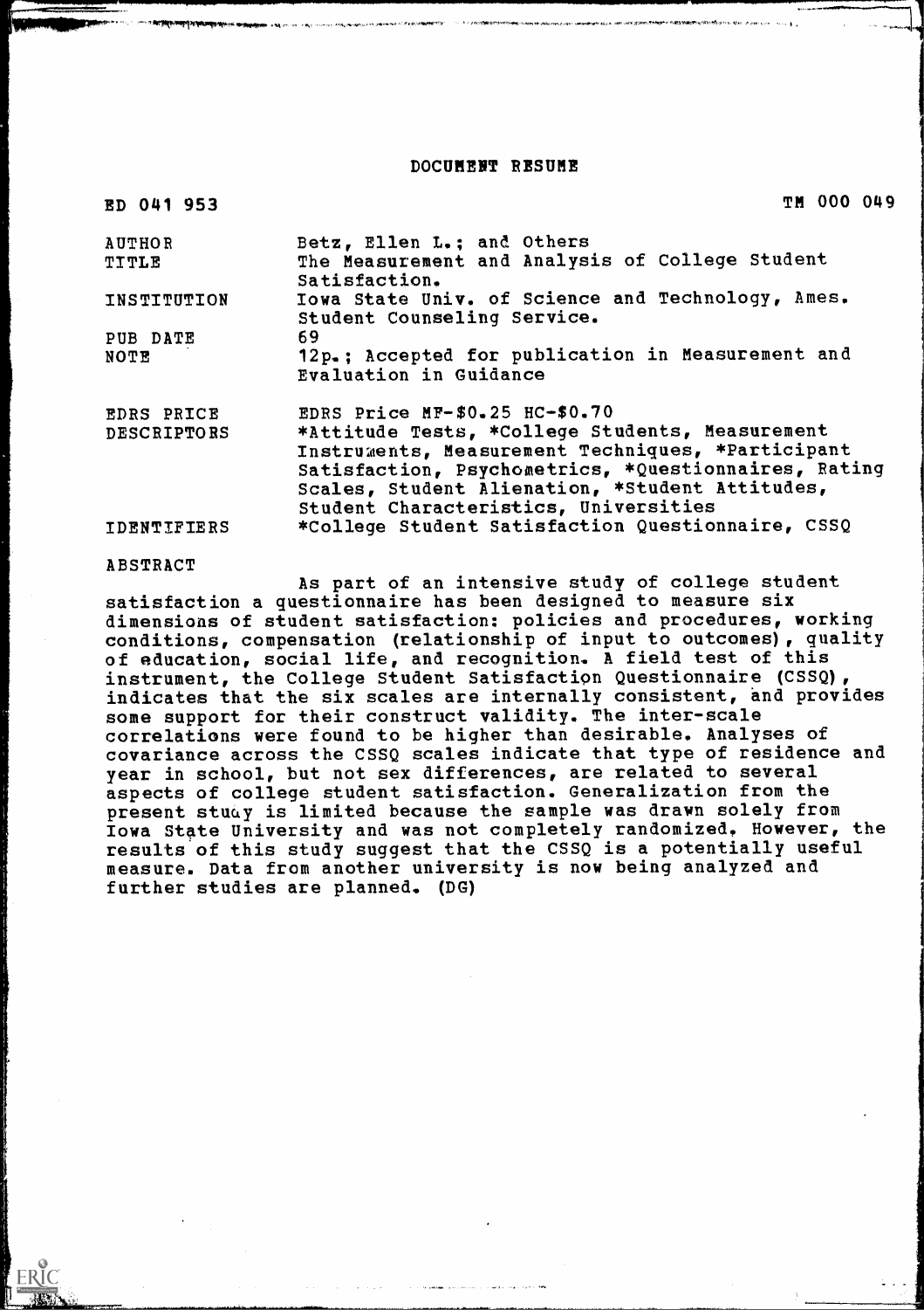# DOCUMENT RESUME

ED 041 953 TM 000 049

| | |
|---|---|
| AUTHOR | Betz, Ellen L.; and Others |
| TITLE | The Measurement and Analysis of College Student Satisfaction. |
| INSTITUTION | Iowa State Univ. of Science and Technology, Ames. Student Counseling Service. |
| PUB DATE | 69 |
| NOTE | 12p.; Accepted for publication in Measurement and Evaluation in Guidance |
| EDRS PRICE | EDRS Price MF-$0.25 HC-$0.70 |
| DESCRIPTORS | *Attitude Tests, *College Students, Measurement Instruments, Measurement Techniques, *Participant Satisfaction, Psychometrics, *Questionnaires, Rating Scales, Student Alienation, *Student Attitudes, Student Characteristics, Universities |
| IDENTIFIERS | *College Student Satisfaction Questionnaire, CSSQ |

ABSTRACT

As part of an intensive study of college student satisfaction a questionnaire has been designed to measure six dimensions of student satisfaction: policies and procedures, working conditions, compensation (relationship of input to outcomes), quality of education, social life, and recognition. A field test of this instrument, the College Student Satisfaction Questionnaire (CSSQ), indicates that the six scales are internally consistent, and provides some support for their construct validity. The inter-scale correlations were found to be higher than desirable. Analyses of covariance across the CSSQ scales indicate that type of residence and year in school, but not sex differences, are related to several aspects of college student satisfaction. Generalization from the present study is limited because the sample was drawn solely from Iowa State University and was not completely randomized. However, the results of this study suggest that the CSSQ is a potentially useful measure. Data from another university is now being analyzed and further studies are planned. (DG)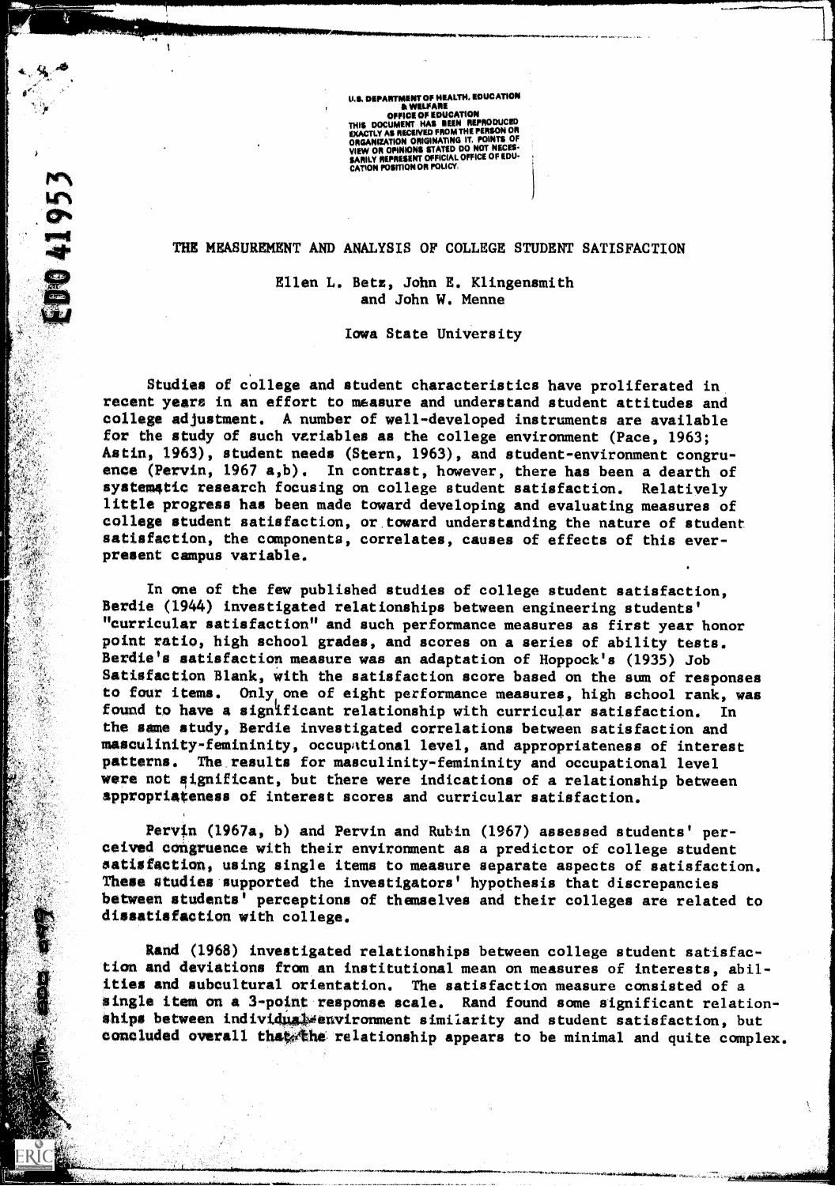U.S. DEPARTMENT OF HEALTH, EDUCATION & WELFARE
OFFICE OF EDUCATION
THIS DOCUMENT HAS BEEN REPRODUCED EXACTLY AS RECEIVED FROM THE PERSON OR ORGANIZATION ORIGINATING IT. POINTS OF VIEW OR OPINIONS STATED DO NOT NECESSARILY REPRESENT OFFICIAL OFFICE OF EDUCATION POSITION OR POLICY.

ED041953

# THE MEASUREMENT AND ANALYSIS OF COLLEGE STUDENT SATISFACTION

Ellen L. Betz, John E. Klingensmith and John W. Menne

Iowa State University

Studies of college and student characteristics have proliferated in recent years in an effort to measure and understand student attitudes and college adjustment. A number of well-developed instruments are available for the study of such variables as the college environment (Pace, 1963; Astin, 1963), student needs (Stern, 1963), and student-environment congruence (Pervin, 1967 a,b). In contrast, however, there has been a dearth of systematic research focusing on college student satisfaction. Relatively little progress has been made toward developing and evaluating measures of college student satisfaction, or toward understanding the nature of student satisfaction, the components, correlates, causes of effects of this ever-present campus variable.

In one of the few published studies of college student satisfaction, Berdie (1944) investigated relationships between engineering students' "curricular satisfaction" and such performance measures as first year honor point ratio, high school grades, and scores on a series of ability tests. Berdie's satisfaction measure was an adaptation of Hoppock's (1935) Job Satisfaction Blank, with the satisfaction score based on the sum of responses to four items. Only one of eight performance measures, high school rank, was found to have a significant relationship with curricular satisfaction. In the same study, Berdie investigated correlations between satisfaction and masculinity-femininity, occupational level, and appropriateness of interest patterns. The results for masculinity-femininity and occupational level were not significant, but there were indications of a relationship between appropriateness of interest scores and curricular satisfaction.

Pervin (1967a, b) and Pervin and Rubin (1967) assessed students' perceived congruence with their environment as a predictor of college student satisfaction, using single items to measure separate aspects of satisfaction. These studies supported the investigators' hypothesis that discrepancies between students' perceptions of themselves and their colleges are related to dissatisfaction with college.

Rand (1968) investigated relationships between college student satisfaction and deviations from an institutional mean on measures of interests, abilities and subcultural orientation. The satisfaction measure consisted of a single item on a 3-point response scale. Rand found some significant relationships between individual-environment similarity and student satisfaction, but concluded overall that the relationship appears to be minimal and quite complex.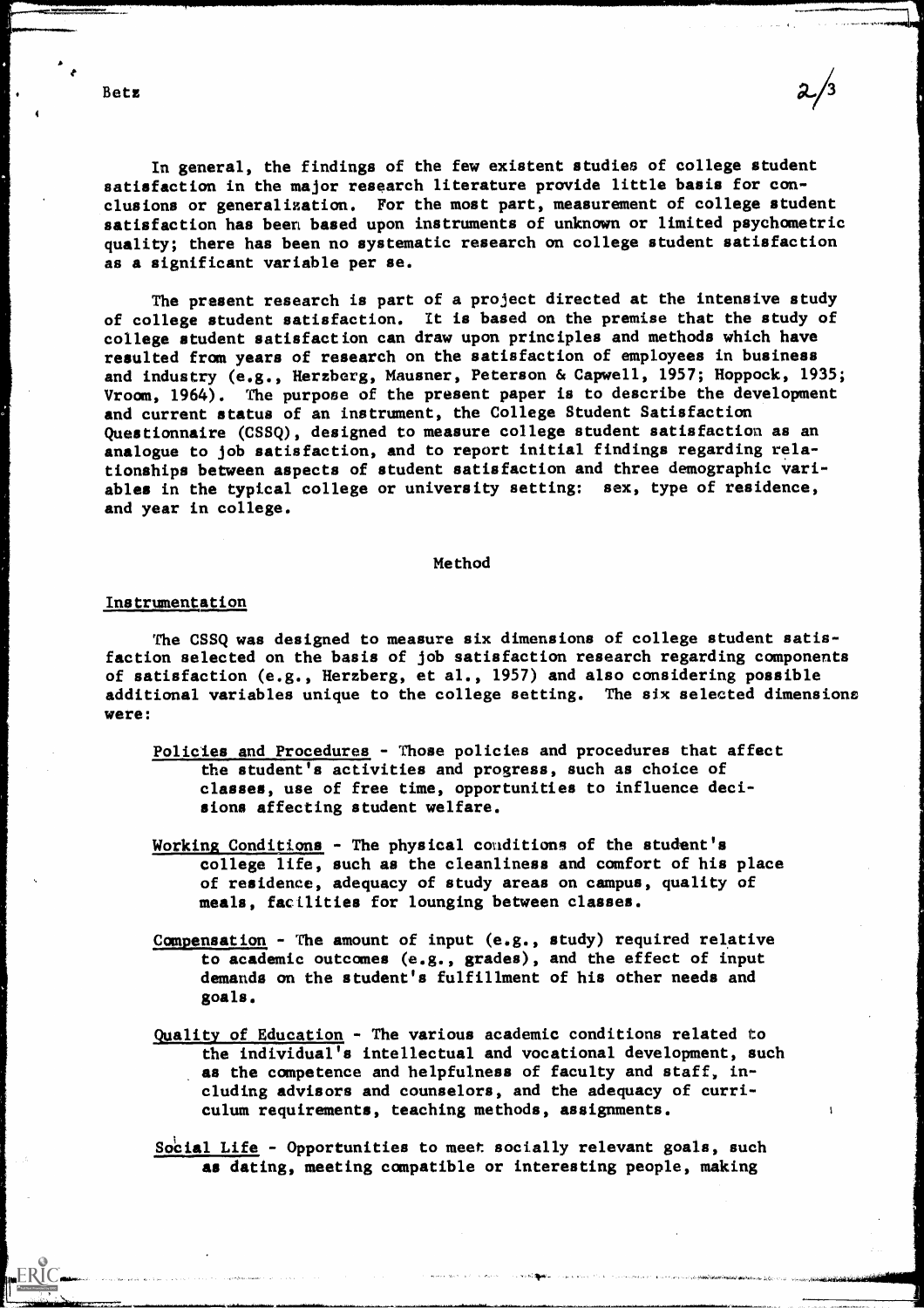In general, the findings of the few existent studies of college student satisfaction in the major research literature provide little basis for conclusions or generalization. For the most part, measurement of college student satisfaction has been based upon instruments of unknown or limited psychometric quality; there has been no systematic research on college student satisfaction as a significant variable per se.

The present research is part of a project directed at the intensive study of college student satisfaction. It is based on the premise that the study of college student satisfaction can draw upon principles and methods which have resulted from years of research on the satisfaction of employees in business and industry (e.g., Herzberg, Mausner, Peterson & Capwell, 1957; Hoppock, 1935; Vroom, 1964). The purpose of the present paper is to describe the development and current status of an instrument, the College Student Satisfaction Questionnaire (CSSQ), designed to measure college student satisfaction as an analogue to job satisfaction, and to report initial findings regarding relationships between aspects of student satisfaction and three demographic variables in the typical college or university setting: sex, type of residence, and year in college.

## Method

### Instrumentation

The CSSQ was designed to measure six dimensions of college student satisfaction selected on the basis of job satisfaction research regarding components of satisfaction (e.g., Herzberg, et al., 1957) and also considering possible additional variables unique to the college setting. The six selected dimensions were:

<u>Policies and Procedures</u> - Those policies and procedures that affect the student's activities and progress, such as choice of classes, use of free time, opportunities to influence decisions affecting student welfare.

<u>Working Conditions</u> - The physical conditions of the student's college life, such as the cleanliness and comfort of his place of residence, adequacy of study areas on campus, quality of meals, facilities for lounging between classes.

<u>Compensation</u> - The amount of input (e.g., study) required relative to academic outcomes (e.g., grades), and the effect of input demands on the student's fulfillment of his other needs and goals.

<u>Quality of Education</u> - The various academic conditions related to the individual's intellectual and vocational development, such as the competence and helpfulness of faculty and staff, including advisors and counselors, and the adequacy of curriculum requirements, teaching methods, assignments.

<u>Social Life</u> - Opportunities to meet socially relevant goals, such as dating, meeting compatible or interesting people, making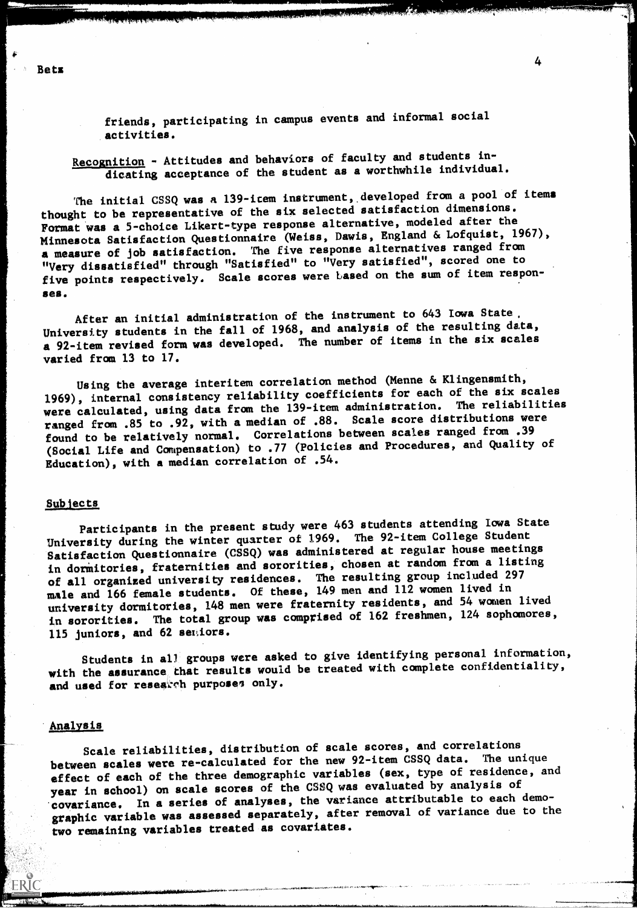friends, participating in campus events and informal social activities.

Recognition - Attitudes and behaviors of faculty and students indicating acceptance of the student as a worthwhile individual.

The initial CSSQ was a 139-item instrument, developed from a pool of items thought to be representative of the six selected satisfaction dimensions. Format was a 5-choice Likert-type response alternative, modeled after the Minnesota Satisfaction Questionnaire (Weiss, Dawis, England & Lofquist, 1967), a measure of job satisfaction. The five response alternatives ranged from "Very dissatisfied" through "Satisfied" to "Very satisfied", scored one to five points respectively. Scale scores were based on the sum of item responses.

After an initial administration of the instrument to 643 Iowa State University students in the fall of 1968, and analysis of the resulting data, a 92-item revised form was developed. The number of items in the six scales varied from 13 to 17.

Using the average interitem correlation method (Menne & Klingensmith, 1969), internal consistency reliability coefficients for each of the six scales were calculated, using data from the 139-item administration. The reliabilities ranged from .85 to .92, with a median of .88. Scale score distributions were found to be relatively normal. Correlations between scales ranged from .39 (Social Life and Compensation) to .77 (Policies and Procedures, and Quality of Education), with a median correlation of .54.

## Subjects

Participants in the present study were 463 students attending Iowa State University during the winter quarter of 1969. The 92-item College Student Satisfaction Questionnaire (CSSQ) was administered at regular house meetings in dormitories, fraternities and sororities, chosen at random from a listing of all organized university residences. The resulting group included 297 male and 166 female students. Of these, 149 men and 112 women lived in university dormitories, 148 men were fraternity residents, and 54 women lived in sororities. The total group was comprised of 162 freshmen, 124 sophomores, 115 juniors, and 62 seniors.

Students in all groups were asked to give identifying personal information, with the assurance that results would be treated with complete confidentiality, and used for research purposes only.

## Analysis

Scale reliabilities, distribution of scale scores, and correlations between scales were re-calculated for the new 92-item CSSQ data. The unique effect of each of the three demographic variables (sex, type of residence, and year in school) on scale scores of the CSSQ was evaluated by analysis of covariance. In a series of analyses, the variance attributable to each demographic variable was assessed separately, after removal of variance due to the two remaining variables treated as covariates.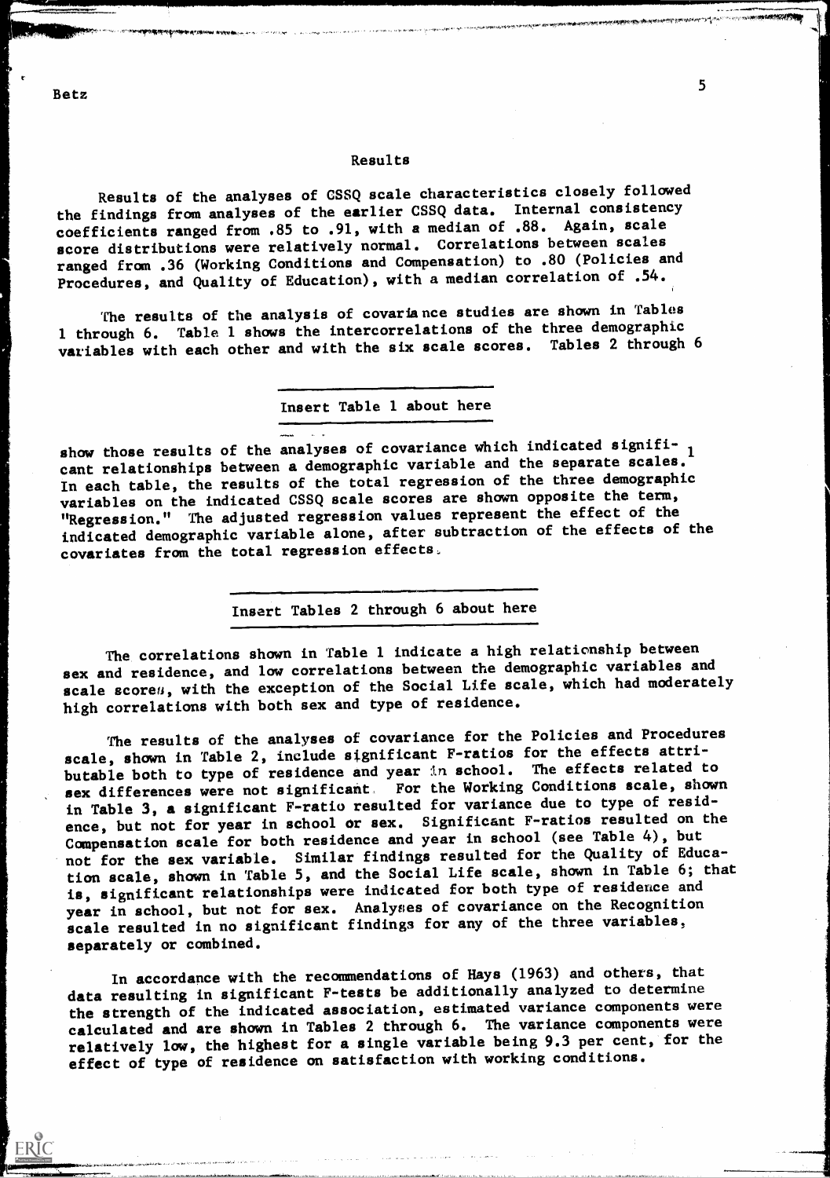## Results

Results of the analyses of CSSQ scale characteristics closely followed the findings from analyses of the earlier CSSQ data. Internal consistency coefficients ranged from .85 to .91, with a median of .88. Again, scale score distributions were relatively normal. Correlations between scales ranged from .36 (Working Conditions and Compensation) to .80 (Policies and Procedures, and Quality of Education), with a median correlation of .54.

The results of the analysis of covariance studies are shown in Tables 1 through 6. Table 1 shows the intercorrelations of the three demographic variables with each other and with the six scale scores. Tables 2 through 6

---

Insert Table 1 about here

---

show those results of the analyses of covariance which indicated significant relationships between a demographic variable and the separate scales.[1] In each table, the results of the total regression of the three demographic variables on the indicated CSSQ scale scores are shown opposite the term, "Regression." The adjusted regression values represent the effect of the indicated demographic variable alone, after subtraction of the effects of the covariates from the total regression effects.

---

Insert Tables 2 through 6 about here

---

The correlations shown in Table 1 indicate a high relationship between sex and residence, and low correlations between the demographic variables and scale scores, with the exception of the Social Life scale, which had moderately high correlations with both sex and type of residence.

The results of the analyses of covariance for the Policies and Procedures scale, shown in Table 2, include significant F-ratios for the effects attributable both to type of residence and year in school. The effects related to sex differences were not significant. For the Working Conditions scale, shown in Table 3, a significant F-ratio resulted for variance due to type of residence, but not for year in school or sex. Significant F-ratios resulted on the Compensation scale for both residence and year in school (see Table 4), but not for the sex variable. Similar findings resulted for the Quality of Education scale, shown in Table 5, and the Social Life scale, shown in Table 6; that is, significant relationships were indicated for both type of residence and year in school, but not for sex. Analyses of covariance on the Recognition scale resulted in no significant findings for any of the three variables, separately or combined.

In accordance with the recommendations of Hays (1963) and others, that data resulting in significant F-tests be additionally analyzed to determine the strength of the indicated association, estimated variance components were calculated and are shown in Tables 2 through 6. The variance components were relatively low, the highest for a single variable being 9.3 per cent, for the effect of type of residence on satisfaction with working conditions.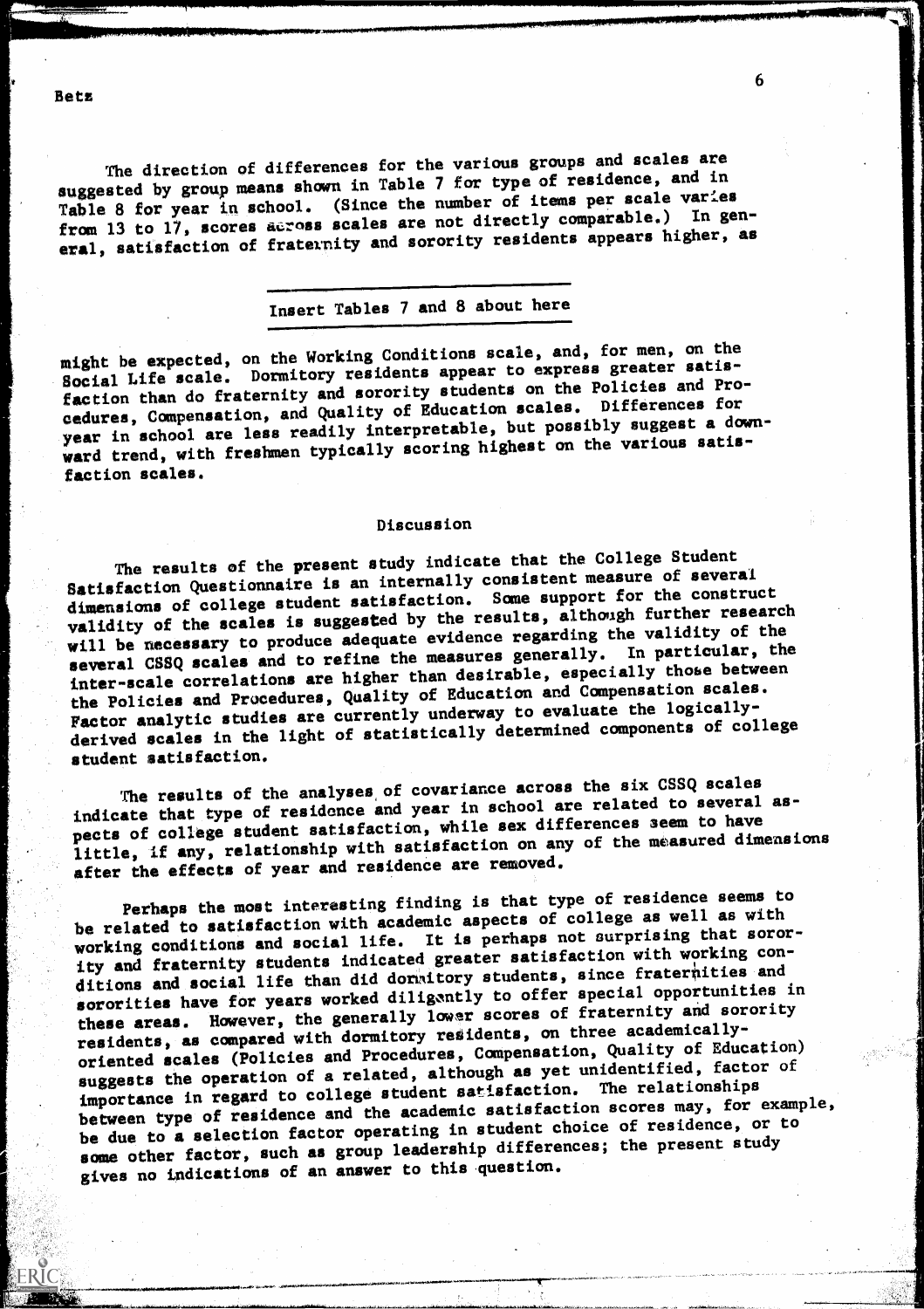The direction of differences for the various groups and scales are suggested by group means shown in Table 7 for type of residence, and in Table 8 for year in school. (Since the number of items per scale varies from 13 to 17, scores across scales are not directly comparable.) In general, satisfaction of fraternity and sorority residents appears higher, as

Insert Tables 7 and 8 about here

might be expected, on the Working Conditions scale, and, for men, on the Social Life scale. Dormitory residents appear to express greater satisfaction than do fraternity and sorority students on the Policies and Procedures, Compensation, and Quality of Education scales. Differences for year in school are less readily interpretable, but possibly suggest a downward trend, with freshmen typically scoring highest on the various satisfaction scales.

## Discussion

The results of the present study indicate that the College Student Satisfaction Questionnaire is an internally consistent measure of several dimensions of college student satisfaction. Some support for the construct validity of the scales is suggested by the results, although further research will be necessary to produce adequate evidence regarding the validity of the several CSSQ scales and to refine the measures generally. In particular, the inter-scale correlations are higher than desirable, especially those between the Policies and Procedures, Quality of Education and Compensation scales. Factor analytic studies are currently underway to evaluate the logically-derived scales in the light of statistically determined components of college student satisfaction.

The results of the analyses of covariance across the six CSSQ scales indicate that type of residence and year in school are related to several aspects of college student satisfaction, while sex differences seem to have little, if any, relationship with satisfaction on any of the measured dimensions after the effects of year and residence are removed.

Perhaps the most interesting finding is that type of residence seems to be related to satisfaction with academic aspects of college as well as with working conditions and social life. It is perhaps not surprising that sorority and fraternity students indicated greater satisfaction with working conditions and social life than did dormitory students, since fraternities and sororities have for years worked diligently to offer special opportunities in these areas. However, the generally lower scores of fraternity and sorority residents, as compared with dormitory residents, on three academically-oriented scales (Policies and Procedures, Compensation, Quality of Education) suggests the operation of a related, although as yet unidentified, factor of importance in regard to college student satisfaction. The relationships between type of residence and the academic satisfaction scores may, for example, be due to a selection factor operating in student choice of residence, or to some other factor, such as group leadership differences; the present study gives no indications of an answer to this question.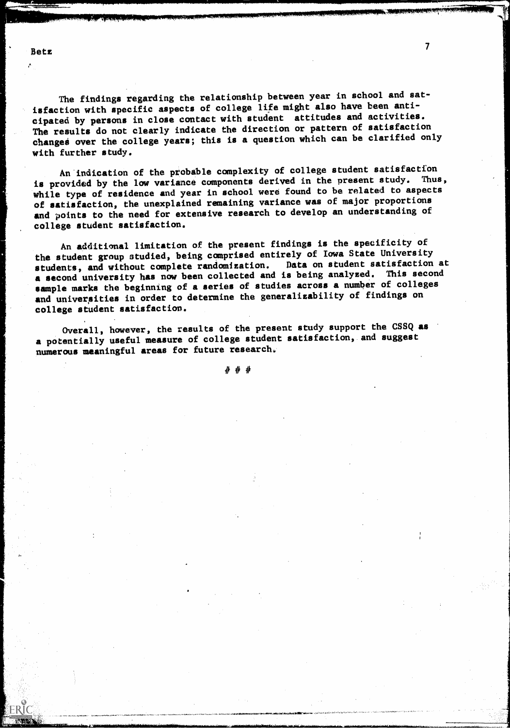The findings regarding the relationship between year in school and satisfaction with specific aspects of college life might also have been anticipated by persons in close contact with student attitudes and activities. The results do not clearly indicate the direction or pattern of satisfaction changes over the college years; this is a question which can be clarified only with further study.

An indication of the probable complexity of college student satisfaction is provided by the low variance components derived in the present study. Thus, while type of residence and year in school were found to be related to aspects of satisfaction, the unexplained remaining variance was of major proportions and points to the need for extensive research to develop an understanding of college student satisfaction.

An additional limitation of the present findings is the specificity of the student group studied, being comprised entirely of Iowa State University students, and without complete randomization. Data on student satisfaction at a second university has now been collected and is being analyzed. This second sample marks the beginning of a series of studies across a number of colleges and universities in order to determine the generalizability of findings on college student satisfaction.

Overall, however, the results of the present study support the CSSQ as a potentially useful measure of college student satisfaction, and suggest numerous meaningful areas for future research.

# # #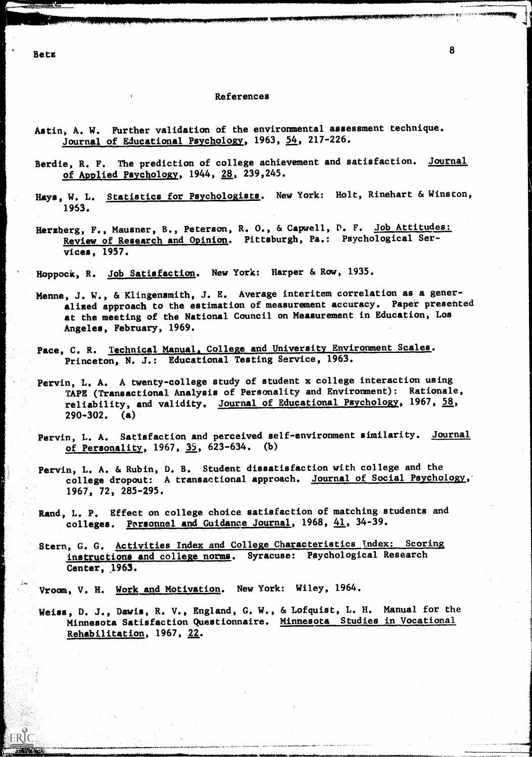## References

Astin, A. W. Further validation of the environmental assessment technique. Journal of Educational Psychology, 1963, 54, 217-226.

Berdie, R. F. The prediction of college achievement and satisfaction. Journal of Applied Psychology, 1944, 28, 239,245.

Hays, W. L. Statistics for Psychologists. New York: Holt, Rinehart & Winston, 1963.

Herzberg, F., Mausner, B., Peterson, R. O., & Capwell, D. F. Job Attitudes: Review of Research and Opinion. Pittsburgh, Pa.: Psychological Services, 1957.

Hoppock, R. Job Satisfaction. New York: Harper & Row, 1935.

Menne, J. W., & Klingensmith, J. E. Average interitem correlation as a generalized approach to the estimation of measurement accuracy. Paper presented at the meeting of the National Council on Measurement in Education, Los Angeles, February, 1969.

Pace, C. R. Technical Manual, College and University Environment Scales. Princeton, N. J.: Educational Testing Service, 1963.

Pervin, L. A. A twenty-college study of student x college interaction using TAPE (Transactional Analysis of Personality and Environment): Rationale, reliability, and validity. Journal of Educational Psychology, 1967, 58, 290-302. (a)

Pervin, L. A. Satisfaction and perceived self-environment similarity. Journal of Personality, 1967, 35, 623-634. (b)

Pervin, L. A. & Rubin, D. B. Student dissatisfaction with college and the college dropout: A transactional approach. Journal of Social Psychology, 1967, 72, 285-295.

Rand, L. P. Effect on college choice satisfaction of matching students and colleges. Personnel and Guidance Journal, 1968, 41, 34-39.

Stern, G. G. Activities Index and College Characteristics Index: Scoring instructions and college norms. Syracuse: Psychological Research Center, 1963.

Vroom, V. H. Work and Motivation. New York: Wiley, 1964.

Weiss, D. J., Dawis, R. V., England, G. W., & Lofquist, L. H. Manual for the Minnesota Satisfaction Questionnaire. Minnesota Studies in Vocational Rehabilitation, 1967, 22.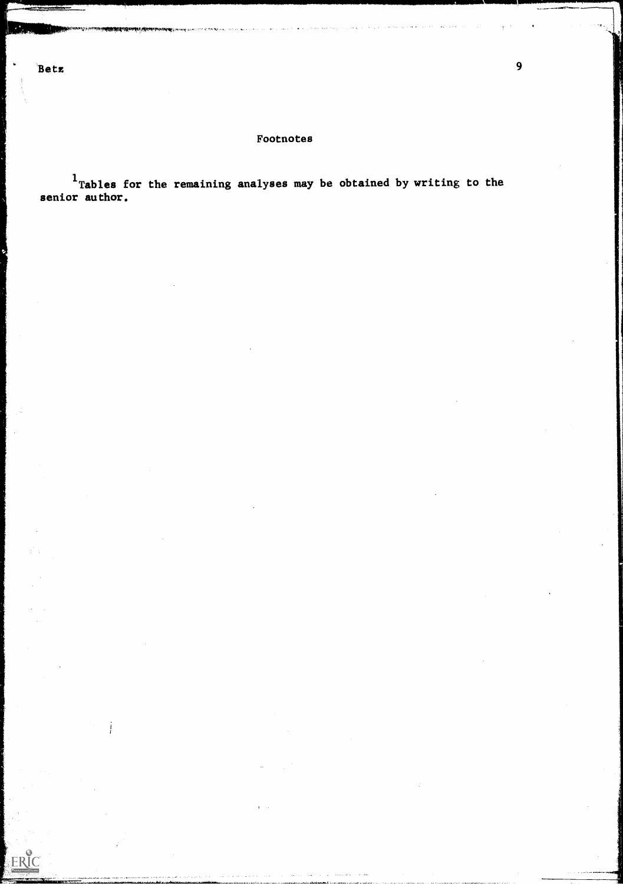## Footnotes

[1] Tables for the remaining analyses may be obtained by writing to the senior author.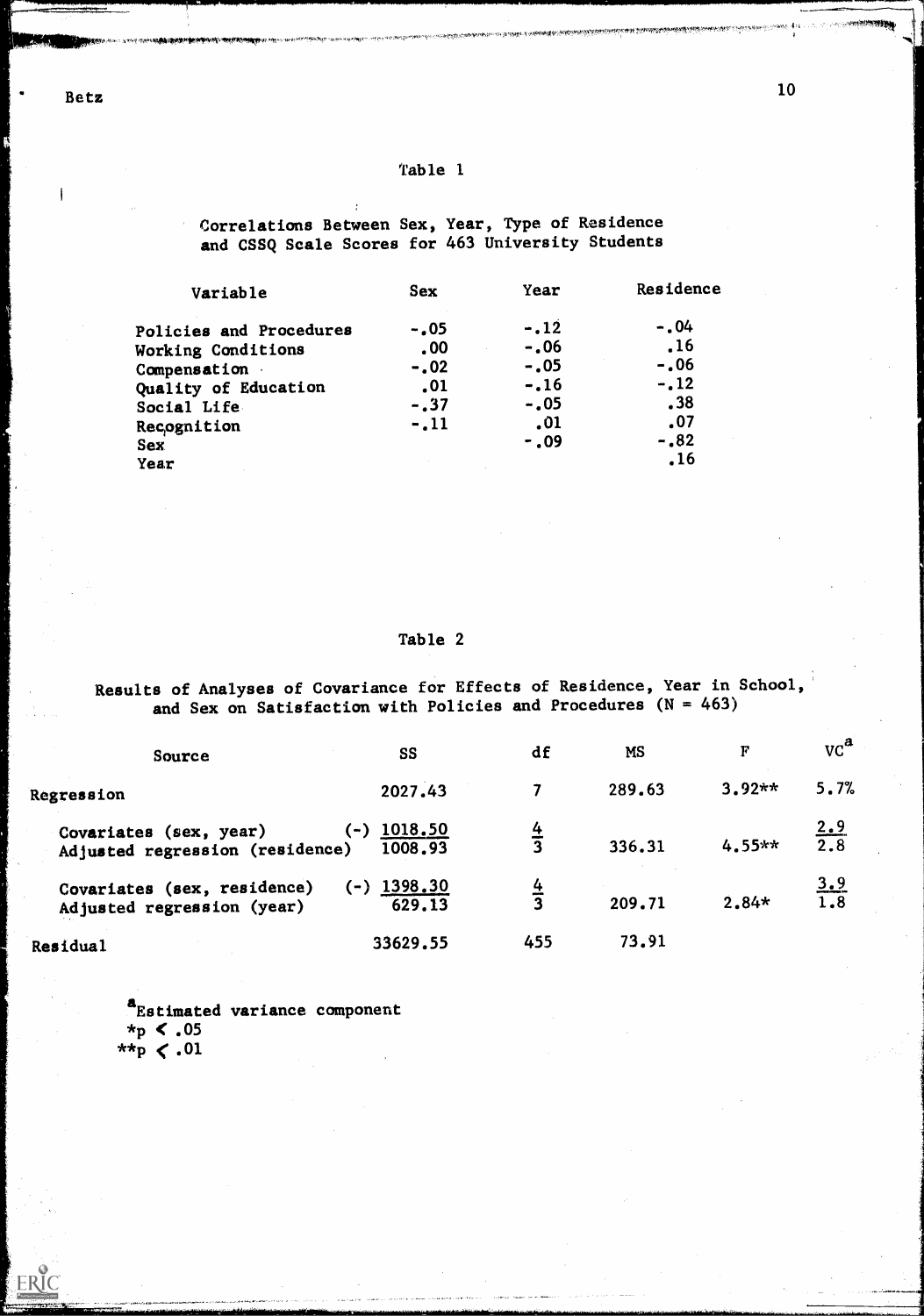Table 1

Correlations Between Sex, Year, Type of Residence and CSSQ Scale Scores for 463 University Students

| Variable | Sex | Year | Residence |
|---|---|---|---|
| Policies and Procedures | -.05 | -.12 | -.04 |
| Working Conditions | .00 | -.06 | .16 |
| Compensation | -.02 | -.05 | -.06 |
| Quality of Education | .01 | -.16 | -.12 |
| Social Life | -.37 | -.05 | .38 |
| Recognition | -.11 | .01 | .07 |
| Sex | | -.09 | -.82 |
| Year | | | .16 |

Table 2

Results of Analyses of Covariance for Effects of Residence, Year in School, and Sex on Satisfaction with Policies and Procedures (N = 463)

| Source | SS | df | MS | F | VC[a] |
|---|---|---|---|---|---|
| Regression | 2027.43 | 7 | 289.63 | 3.92** | 5.7% |
| Covariates (sex, year) | (-) 1018.50 | 4 | | | 2.9 |
| Adjusted regression (residence) | 1008.93 | 3 | 336.31 | 4.55** | 2.8 |
| Covariates (sex, residence) | (-) 1398.30 | 4 | | | 3.9 |
| Adjusted regression (year) | 629.13 | 3 | 209.71 | 2.84* | 1.8 |
| Residual | 33629.55 | 455 | 73.91 | | |

[a]Estimated variance component
*p < .05
**p < .01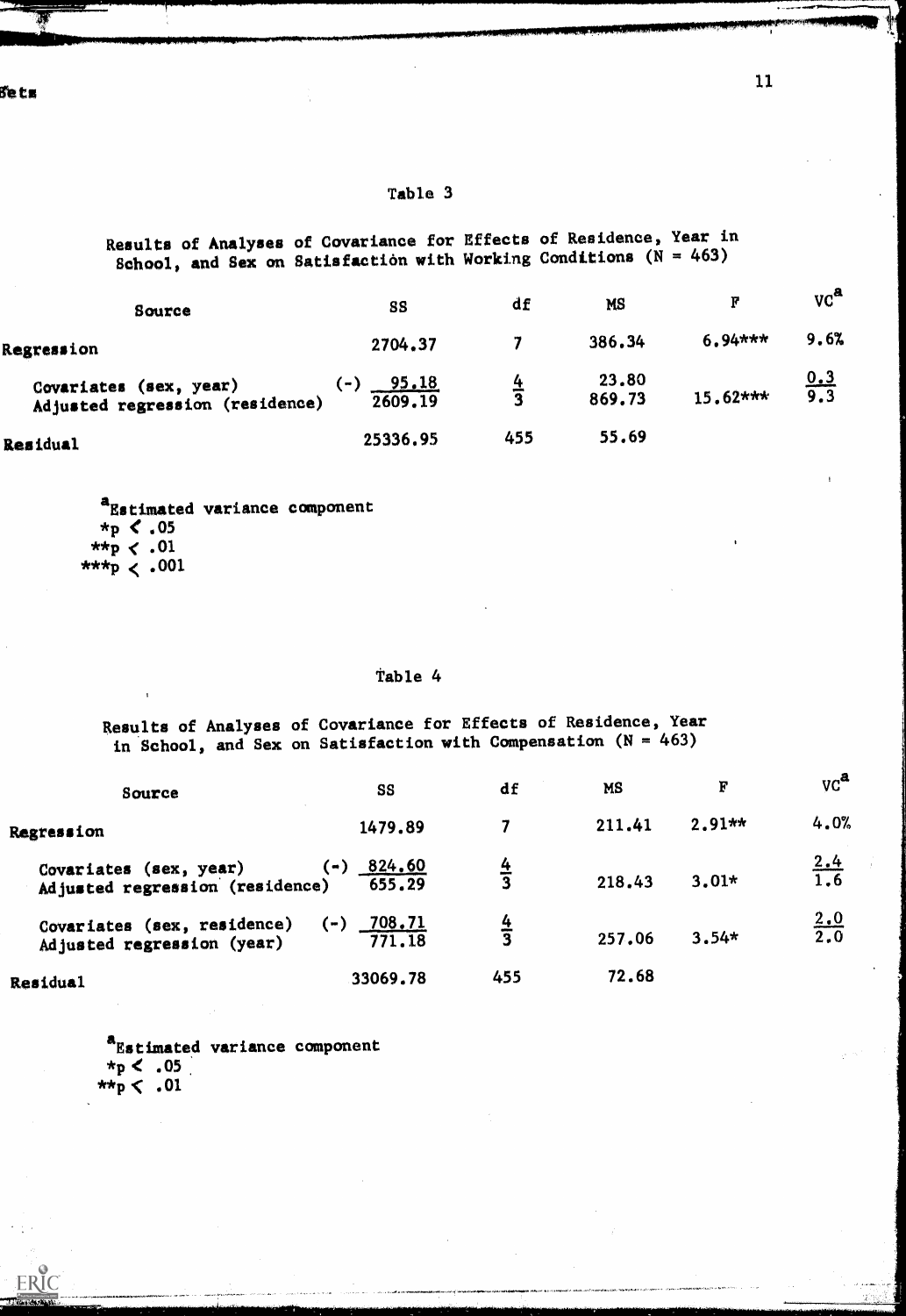Table 3

Results of Analyses of Covariance for Effects of Residence, Year in School, and Sex on Satisfaction with Working Conditions (N = 463)

| Source | SS | df | MS | F | VC[a] |
|---|---|---|---|---|---|
| Regression | 2704.37 | 7 | 386.34 | 6.94*** | 9.6% |
| Covariates (sex, year) | (-) 95.18 | 4 | 23.80 | | 0.3 |
| Adjusted regression (residence) | 2609.19 | 3 | 869.73 | 15.62*** | 9.3 |
| Residual | 25336.95 | 455 | 55.69 | | |

[a]Estimated variance component
*p < .05
**p < .01
***p < .001

Table 4

Results of Analyses of Covariance for Effects of Residence, Year in School, and Sex on Satisfaction with Compensation (N = 463)

| Source | SS | df | MS | F | VC[a] |
|---|---|---|---|---|---|
| Regression | 1479.89 | 7 | 211.41 | 2.91** | 4.0% |
| Covariates (sex, year) | (-) 824.60 | 4 | | | 2.4 |
| Adjusted regression (residence) | 655.29 | 3 | 218.43 | 3.01* | 1.6 |
| Covariates (sex, residence) | (-) 708.71 | 4 | | | 2.0 |
| Adjusted regression (year) | 771.18 | 3 | 257.06 | 3.54* | 2.0 |
| Residual | 33069.78 | 455 | 72.68 | | |

[a]Estimated variance component
*p < .05
**p < .01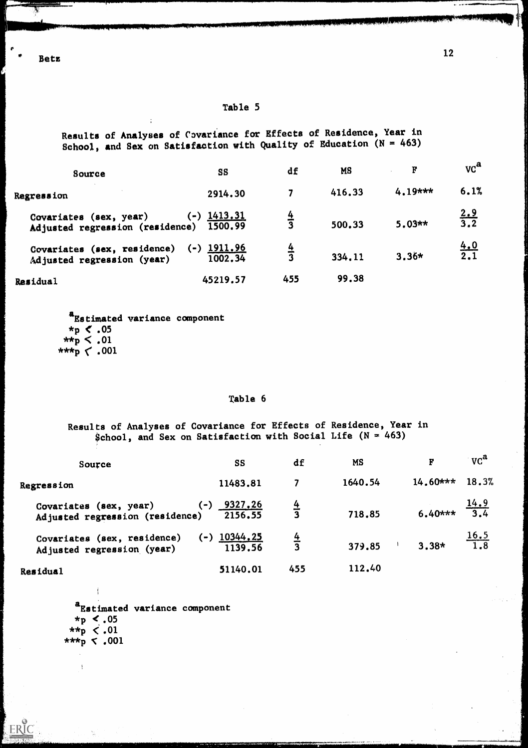Table 5

Results of Analyses of Covariance for Effects of Residence, Year in School, and Sex on Satisfaction with Quality of Education (N = 463)

| Source | SS | df | MS | F | VC[a] |
|---|---|---|---|---|---|
| Regression | 2914.30 | 7 | 416.33 | 4.19*** | 6.1% |
| Covariates (sex, year) | (-) 1413.31 | 4 | | | 2.9 |
| Adjusted regression (residence) | 1500.99 | 3 | 500.33 | 5.03** | 3.2 |
| Covariates (sex, residence) | (-) 1911.96 | 4 | | | 4.0 |
| Adjusted regression (year) | 1002.34 | 3 | 334.11 | 3.36* | 2.1 |
| Residual | 45219.57 | 455 | 99.38 | | |

[a]Estimated variance component
*p < .05
**p < .01
***p < .001

Table 6

Results of Analyses of Covariance for Effects of Residence, Year in School, and Sex on Satisfaction with Social Life (N = 463)

| Source | SS | df | MS | F | VC[a] |
|---|---|---|---|---|---|
| Regression | 11483.81 | 7 | 1640.54 | 14.60*** | 18.3% |
| Covariates (sex, year) | (-) 9327.26 | 4 | | | 14.9 |
| Adjusted regression (residence) | 2156.55 | 3 | 718.85 | 6.40*** | 3.4 |
| Covariates (sex, residence) | (-) 10344.25 | 4 | | | 16.5 |
| Adjusted regression (year) | 1139.56 | 3 | 379.85 | 3.38* | 1.8 |
| Residual | 51140.01 | 455 | 112.40 | | |

[a]Estimated variance component
*p < .05
**p < .01
***p < .001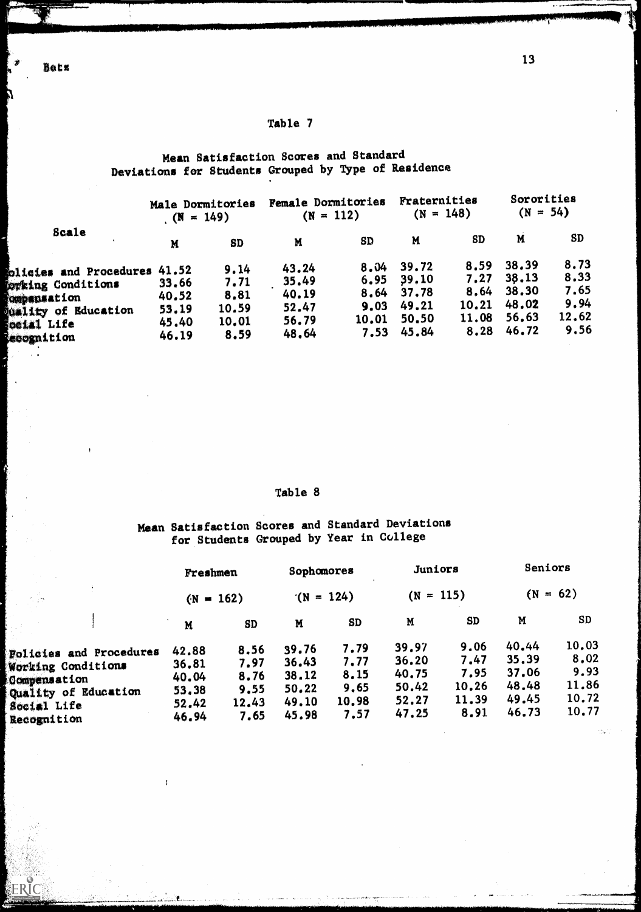Table 7

Mean Satisfaction Scores and Standard Deviations for Students Grouped by Type of Residence

| Scale | Male Dormitories (N = 149) | | Female Dormitories (N = 112) | | Fraternities (N = 148) | | Sororities (N = 54) | |
|---|---|---|---|---|---|---|---|---|
| | M | SD | M | SD | M | SD | M | SD |
| Policies and Procedures | 41.52 | 9.14 | 43.24 | 8.04 | 39.72 | 8.59 | 38.39 | 8.73 |
| Working Conditions | 33.66 | 7.71 | 35.49 | 6.95 | 39.10 | 7.27 | 38.13 | 8.33 |
| Compensation | 40.52 | 8.81 | 40.19 | 8.64 | 37.78 | 8.64 | 38.30 | 7.65 |
| Quality of Education | 53.19 | 10.59 | 52.47 | 9.03 | 49.21 | 10.21 | 48.02 | 9.94 |
| Social Life | 45.40 | 10.01 | 56.79 | 10.01 | 50.50 | 11.08 | 56.63 | 12.62 |
| Recognition | 46.19 | 8.59 | 48.64 | 7.53 | 45.84 | 8.28 | 46.72 | 9.56 |

Table 8

Mean Satisfaction Scores and Standard Deviations for Students Grouped by Year in College

| | Freshmen (N = 162) | | Sophomores (N = 124) | | Juniors (N = 115) | | Seniors (N = 62) | |
|---|---|---|---|---|---|---|---|---|
| | M | SD | M | SD | M | SD | M | SD |
| Policies and Procedures | 42.88 | 8.56 | 39.76 | 7.79 | 39.97 | 9.06 | 40.44 | 10.03 |
| Working Conditions | 36.81 | 7.97 | 36.43 | 7.77 | 36.20 | 7.47 | 35.39 | 8.02 |
| Compensation | 40.04 | 8.76 | 38.12 | 8.15 | 40.75 | 7.95 | 37.06 | 9.93 |
| Quality of Education | 53.38 | 9.55 | 50.22 | 9.65 | 50.42 | 10.26 | 48.48 | 11.86 |
| Social Life | 52.42 | 12.43 | 49.10 | 10.98 | 52.27 | 11.39 | 49.45 | 10.72 |
| Recognition | 46.94 | 7.65 | 45.98 | 7.57 | 47.25 | 8.91 | 46.73 | 10.77 |